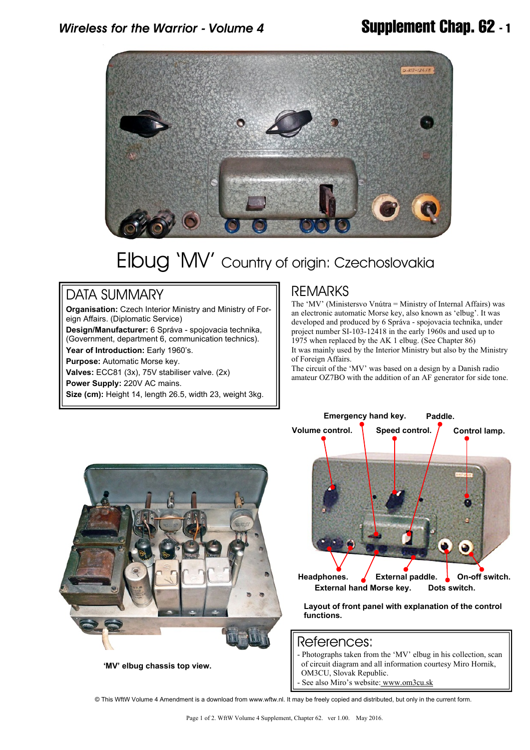# Elbug 'MV' Country of origin: Czechoslovakia

## DATA SUMMARY

**Organisation:** Czech Interior Ministry and Ministry of Foreign Affairs. (Diplomatic Service)

**Design/Manufacturer:** 6 Správa - spojovacia technika, (Government, department 6, communication technics).

**Year of Introduction:** Early 1960's.

**Purpose:** Automatic Morse key.

**Valves:** ECC81 (3x), 75V stabiliser valve. (2x)

**Power Supply:** 220V AC mains.

**Size (cm):** Height 14, length 26.5, width 23, weight 3kg.

## REMARKS

The 'MV' (Ministersvo Vnútra = Ministry of Internal Affairs) was an electronic automatic Morse key, also known as 'elbug'. It was developed and produced by 6 Správa - spojovacia technika, under project number SI-103-12418 in the early 1960s and used up to 1975 when replaced by the AK 1 elbug. (See Chapter 86)

It was mainly used by the Interior Ministry but also by the Ministry of Foreign Affairs.

The circuit of the 'MV' was based on a design by a Danish radio amateur OZ7BO with the addition of an AF generator for side tone.

Emergency hand key. Paddle. Volume control. Speed control. Control lamp.

Headphones. External paddle. On-off switch. External hand Morse key. Dots switch.

**Layout of front panel with explanation of the control functions.**

**'MV' elbug chassis top view.**

## References:

- Photographs taken from the 'MV' elbug in his collection, scan of circuit diagram and all information courtesy Miro Hornik, OM3CU, Slovak Republic.
- See also Miro's website: www.om3cu.sk

© This WftW Volume 4 Amendment is a download from www.wftw.nl. It may be freely copied and distributed, but only in the current form.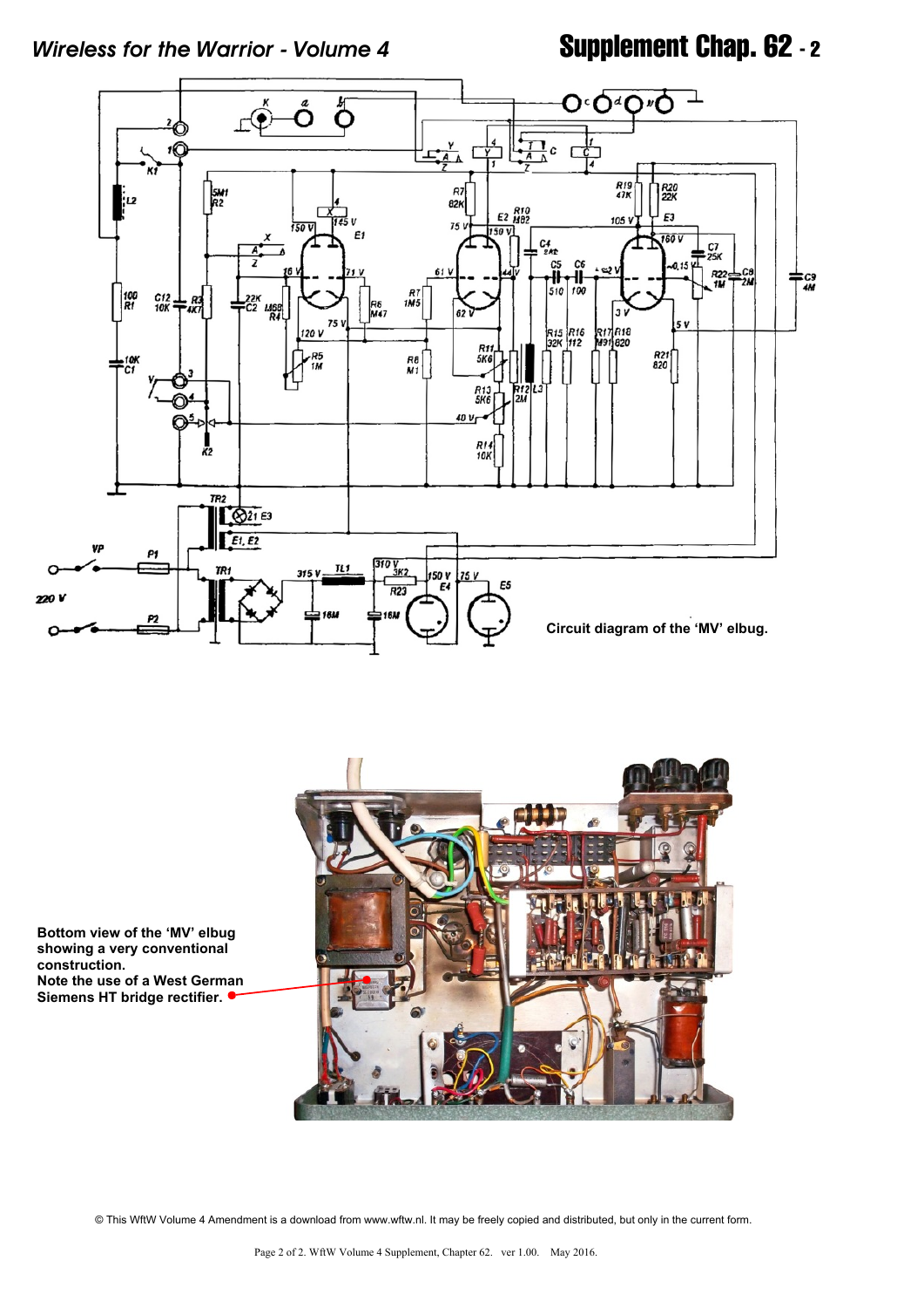Circuit diagram of the 'MV' elbug.

Bottom view of the 'MV' elbug showing a very conventional construction.
Note the use of a West German Siemens HT bridge rectifier.

© This WftW Volume 4 Amendment is a download from www.wftw.nl. It may be freely copied and distributed, but only in the current form.